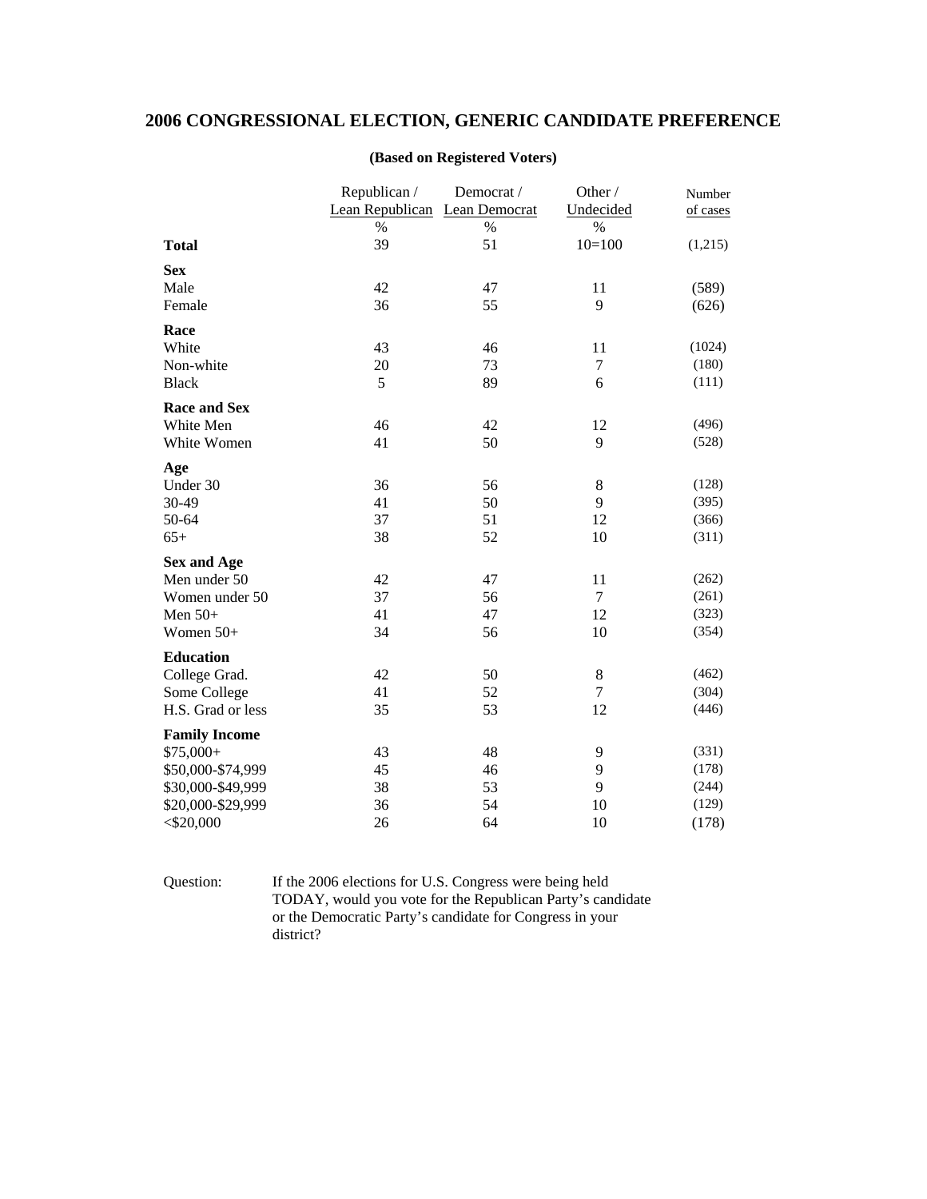# 2006 CONGRESSIONAL ELECTION, GENERIC CANDIDATE PREFERENCE

**(Based on Registered Voters)**

| | Republican / Lean Republican | Democrat / Lean Democrat | Other / Undecided | Number of cases |
|---|---|---|---|---|
| | % | % | % | |
| **Total** | 39 | 51 | 10=100 | (1,215) |
| **Sex** | | | | |
| Male | 42 | 47 | 11 | (589) |
| Female | 36 | 55 | 9 | (626) |
| **Race** | | | | |
| White | 43 | 46 | 11 | (1024) |
| Non-white | 20 | 73 | 7 | (180) |
| Black | 5 | 89 | 6 | (111) |
| **Race and Sex** | | | | |
| White Men | 46 | 42 | 12 | (496) |
| White Women | 41 | 50 | 9 | (528) |
| **Age** | | | | |
| Under 30 | 36 | 56 | 8 | (128) |
| 30-49 | 41 | 50 | 9 | (395) |
| 50-64 | 37 | 51 | 12 | (366) |
| 65+ | 38 | 52 | 10 | (311) |
| **Sex and Age** | | | | |
| Men under 50 | 42 | 47 | 11 | (262) |
| Women under 50 | 37 | 56 | 7 | (261) |
| Men 50+ | 41 | 47 | 12 | (323) |
| Women 50+ | 34 | 56 | 10 | (354) |
| **Education** | | | | |
| College Grad. | 42 | 50 | 8 | (462) |
| Some College | 41 | 52 | 7 | (304) |
| H.S. Grad or less | 35 | 53 | 12 | (446) |
| **Family Income** | | | | |
| $75,000+ | 43 | 48 | 9 | (331) |
| $50,000-$74,999 | 45 | 46 | 9 | (178) |
| $30,000-$49,999 | 38 | 53 | 9 | (244) |
| $20,000-$29,999 | 36 | 54 | 10 | (129) |
| <$20,000 | 26 | 64 | 10 | (178) |

Question: If the 2006 elections for U.S. Congress were being held TODAY, would you vote for the Republican Party's candidate or the Democratic Party's candidate for Congress in your district?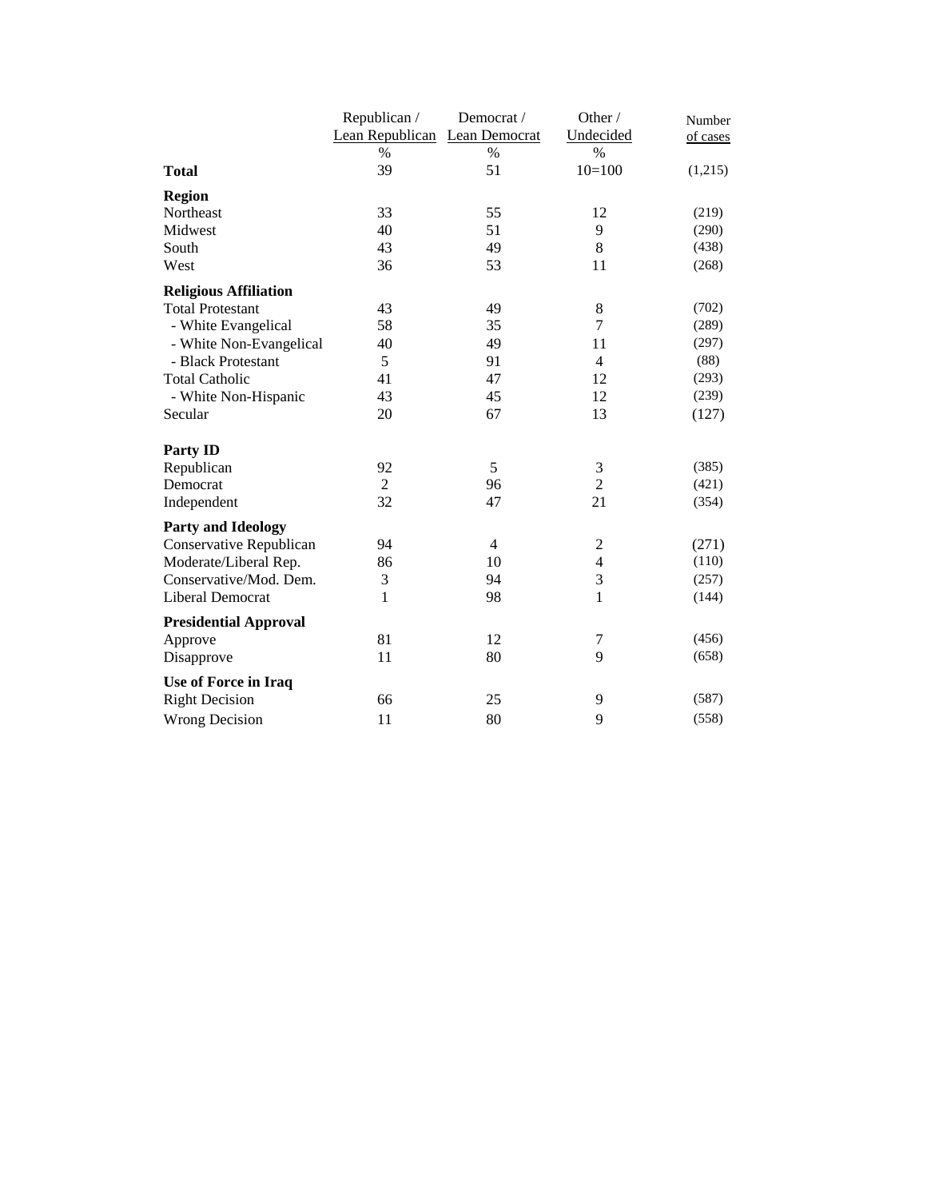| | Republican / Lean Republican | Democrat / Lean Democrat | Other / Undecided | Number of cases |
|---|---|---|---|---|
| | % | % | % | |
| **Total** | 39 | 51 | 10=100 | (1,215) |
| **Region** | | | | |
| Northeast | 33 | 55 | 12 | (219) |
| Midwest | 40 | 51 | 9 | (290) |
| South | 43 | 49 | 8 | (438) |
| West | 36 | 53 | 11 | (268) |
| **Religious Affiliation** | | | | |
| Total Protestant | 43 | 49 | 8 | (702) |
| - White Evangelical | 58 | 35 | 7 | (289) |
| - White Non-Evangelical | 40 | 49 | 11 | (297) |
| - Black Protestant | 5 | 91 | 4 | (88) |
| Total Catholic | 41 | 47 | 12 | (293) |
| - White Non-Hispanic | 43 | 45 | 12 | (239) |
| Secular | 20 | 67 | 13 | (127) |
| **Party ID** | | | | |
| Republican | 92 | 5 | 3 | (385) |
| Democrat | 2 | 96 | 2 | (421) |
| Independent | 32 | 47 | 21 | (354) |
| **Party and Ideology** | | | | |
| Conservative Republican | 94 | 4 | 2 | (271) |
| Moderate/Liberal Rep. | 86 | 10 | 4 | (110) |
| Conservative/Mod. Dem. | 3 | 94 | 3 | (257) |
| Liberal Democrat | 1 | 98 | 1 | (144) |
| **Presidential Approval** | | | | |
| Approve | 81 | 12 | 7 | (456) |
| Disapprove | 11 | 80 | 9 | (658) |
| **Use of Force in Iraq** | | | | |
| Right Decision | 66 | 25 | 9 | (587) |
| Wrong Decision | 11 | 80 | 9 | (558) |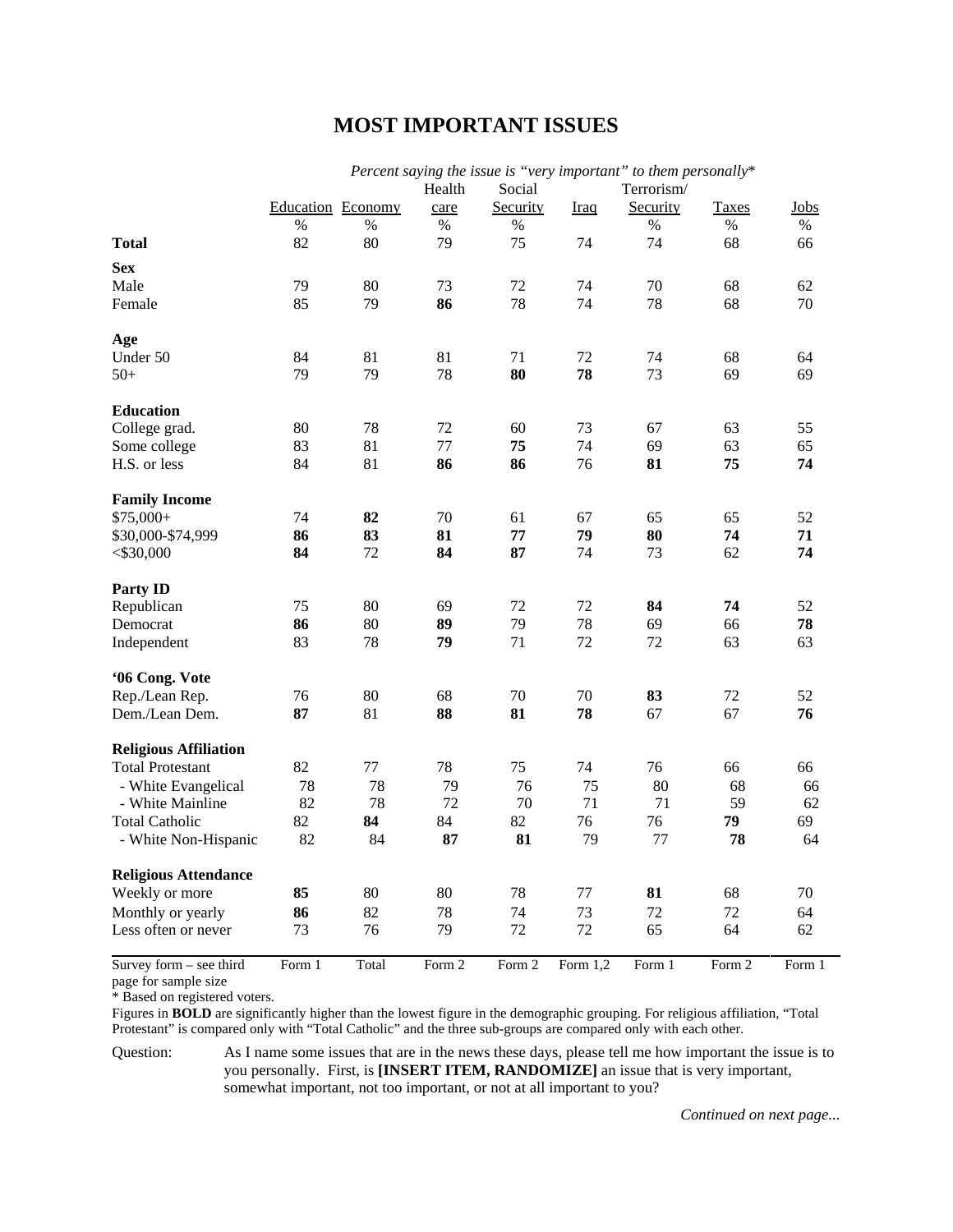# MOST IMPORTANT ISSUES

| | *Percent saying the issue is "very important" to them personally\** | | | | | | | |
|---|---|---|---|---|---|---|---|---|
| | Education | Economy | Health care | Social Security | Iraq | Terrorism/ Security | Taxes | Jobs |
| | % | % | % | % | | % | % | % |
| **Total** | 82 | 80 | 79 | 75 | 74 | 74 | 68 | 66 |
| **Sex** | | | | | | | | |
| Male | 79 | 80 | 73 | 72 | 74 | 70 | 68 | 62 |
| Female | 85 | 79 | **86** | 78 | 74 | 78 | 68 | 70 |
| **Age** | | | | | | | | |
| Under 50 | 84 | 81 | 81 | 71 | 72 | 74 | 68 | 64 |
| 50+ | 79 | 79 | 78 | **80** | **78** | 73 | 69 | 69 |
| **Education** | | | | | | | | |
| College grad. | 80 | 78 | 72 | 60 | 73 | 67 | 63 | 55 |
| Some college | 83 | 81 | 77 | **75** | 74 | 69 | 63 | 65 |
| H.S. or less | 84 | 81 | **86** | **86** | 76 | **81** | **75** | **74** |
| **Family Income** | | | | | | | | |
| $75,000+ | 74 | **82** | 70 | 61 | 67 | 65 | 65 | 52 |
| $30,000-$74,999 | **86** | **83** | **81** | **77** | **79** | **80** | **74** | **71** |
| <$30,000 | **84** | 72 | **84** | **87** | 74 | 73 | 62 | **74** |
| **Party ID** | | | | | | | | |
| Republican | 75 | 80 | 69 | 72 | 72 | **84** | **74** | 52 |
| Democrat | **86** | 80 | **89** | 79 | 78 | 69 | 66 | **78** |
| Independent | 83 | 78 | **79** | 71 | 72 | 72 | 63 | 63 |
| **'06 Cong. Vote** | | | | | | | | |
| Rep./Lean Rep. | 76 | 80 | 68 | 70 | 70 | **83** | 72 | 52 |
| Dem./Lean Dem. | **87** | 81 | **88** | **81** | **78** | 67 | 67 | **76** |
| **Religious Affiliation** | | | | | | | | |
| Total Protestant | 82 | 77 | 78 | 75 | 74 | 76 | 66 | 66 |
| - White Evangelical | 78 | 78 | 79 | 76 | 75 | 80 | 68 | 66 |
| - White Mainline | 82 | 78 | 72 | 70 | 71 | 71 | 59 | 62 |
| Total Catholic | 82 | **84** | 84 | 82 | 76 | 76 | **79** | 69 |
| - White Non-Hispanic | 82 | 84 | **87** | **81** | 79 | 77 | **78** | 64 |
| **Religious Attendance** | | | | | | | | |
| Weekly or more | **85** | 80 | 80 | 78 | 77 | **81** | 68 | 70 |
| Monthly or yearly | **86** | 82 | 78 | 74 | 73 | 72 | 72 | 64 |
| Less often or never | 73 | 76 | 79 | 72 | 72 | 65 | 64 | 62 |
| Survey form – see third page for sample size | Form 1 | Total | Form 2 | Form 2 | Form 1,2 | Form 1 | Form 2 | Form 1 |

\* Based on registered voters.

Figures in **BOLD** are significantly higher than the lowest figure in the demographic grouping. For religious affiliation, "Total Protestant" is compared only with "Total Catholic" and the three sub-groups are compared only with each other.

Question: As I name some issues that are in the news these days, please tell me how important the issue is to you personally. First, is **[INSERT ITEM, RANDOMIZE]** an issue that is very important, somewhat important, not too important, or not at all important to you?

*Continued on next page...*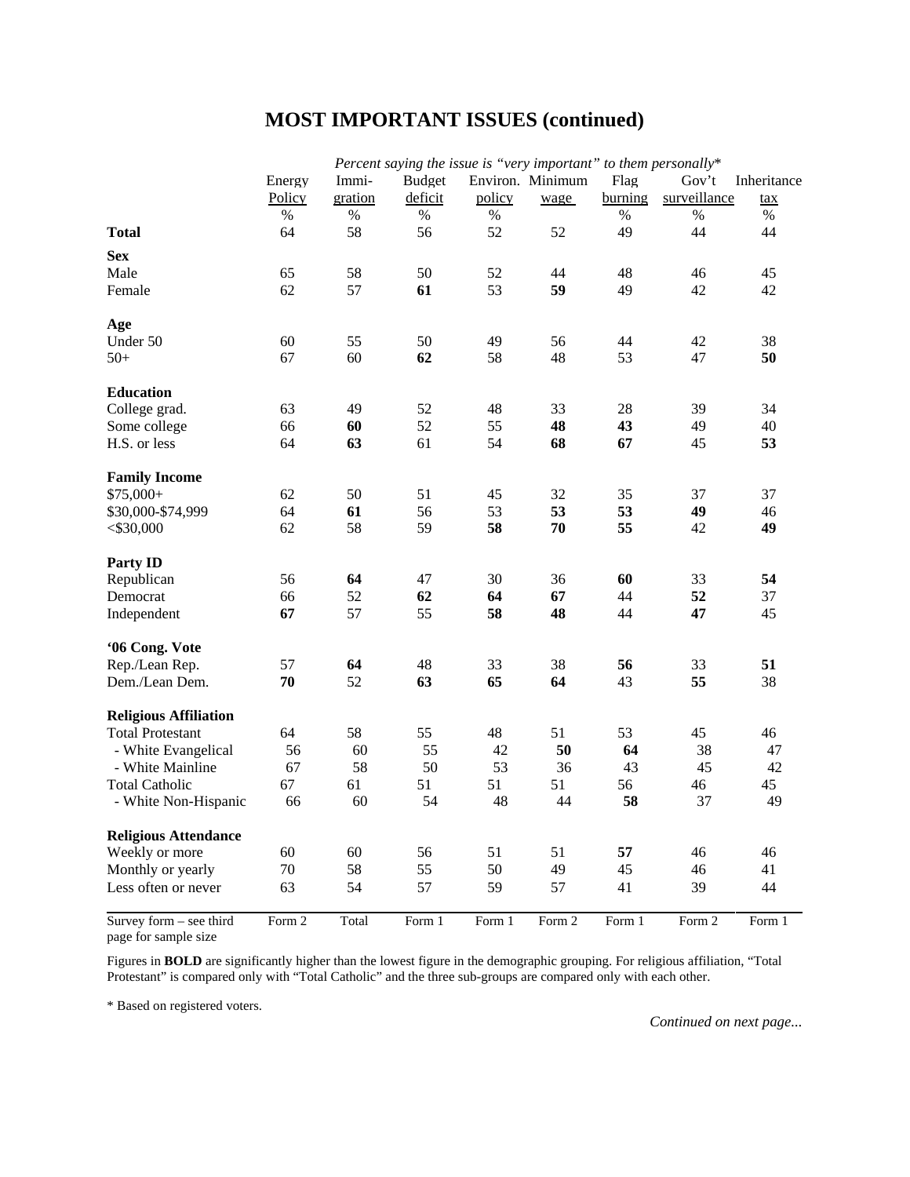# MOST IMPORTANT ISSUES (continued)

| | *Percent saying the issue is "very important" to them personally** | | | | | | | |
|---|---|---|---|---|---|---|---|---|
| | Energy Policy | Immi-gration | Budget deficit | Environ. policy | Minimum wage | Flag burning | Gov't surveillance | Inheritance tax |
| | % | % | % | % | | % | % | % |
| **Total** | 64 | 58 | 56 | 52 | 52 | 49 | 44 | 44 |
| **Sex** | | | | | | | | |
| Male | 65 | 58 | 50 | 52 | 44 | 48 | 46 | 45 |
| Female | 62 | 57 | **61** | 53 | **59** | 49 | 42 | 42 |
| **Age** | | | | | | | | |
| Under 50 | 60 | 55 | 50 | 49 | 56 | 44 | 42 | 38 |
| 50+ | 67 | 60 | **62** | 58 | 48 | 53 | 47 | **50** |
| **Education** | | | | | | | | |
| College grad. | 63 | 49 | 52 | 48 | 33 | 28 | 39 | 34 |
| Some college | 66 | **60** | 52 | 55 | **48** | **43** | 49 | 40 |
| H.S. or less | 64 | **63** | 61 | 54 | **68** | **67** | 45 | **53** |
| **Family Income** | | | | | | | | |
| $75,000+ | 62 | 50 | 51 | 45 | 32 | 35 | 37 | 37 |
| $30,000-$74,999 | 64 | **61** | 56 | 53 | **53** | **53** | **49** | 46 |
| <$30,000 | 62 | 58 | 59 | **58** | **70** | **55** | 42 | **49** |
| **Party ID** | | | | | | | | |
| Republican | 56 | **64** | 47 | 30 | 36 | **60** | 33 | **54** |
| Democrat | 66 | 52 | **62** | **64** | **67** | 44 | **52** | 37 |
| Independent | **67** | 57 | 55 | **58** | **48** | 44 | **47** | 45 |
| **'06 Cong. Vote** | | | | | | | | |
| Rep./Lean Rep. | 57 | **64** | 48 | 33 | 38 | **56** | 33 | **51** |
| Dem./Lean Dem. | **70** | 52 | **63** | **65** | **64** | 43 | **55** | 38 |
| **Religious Affiliation** | | | | | | | | |
| Total Protestant | 64 | 58 | 55 | 48 | 51 | 53 | 45 | 46 |
| - White Evangelical | 56 | 60 | 55 | 42 | **50** | **64** | 38 | 47 |
| - White Mainline | 67 | 58 | 50 | 53 | 36 | 43 | 45 | 42 |
| Total Catholic | 67 | 61 | 51 | 51 | 51 | 56 | 46 | 45 |
| - White Non-Hispanic | 66 | 60 | 54 | 48 | 44 | **58** | 37 | 49 |
| **Religious Attendance** | | | | | | | | |
| Weekly or more | 60 | 60 | 56 | 51 | 51 | **57** | 46 | 46 |
| Monthly or yearly | 70 | 58 | 55 | 50 | 49 | 45 | 46 | 41 |
| Less often or never | 63 | 54 | 57 | 59 | 57 | 41 | 39 | 44 |
| Survey form – see third page for sample size | Form 2 | Total | Form 1 | Form 1 | Form 2 | Form 1 | Form 2 | Form 1 |

Figures in **BOLD** are significantly higher than the lowest figure in the demographic grouping. For religious affiliation, "Total Protestant" is compared only with "Total Catholic" and the three sub-groups are compared only with each other.

\* Based on registered voters.

*Continued on next page...*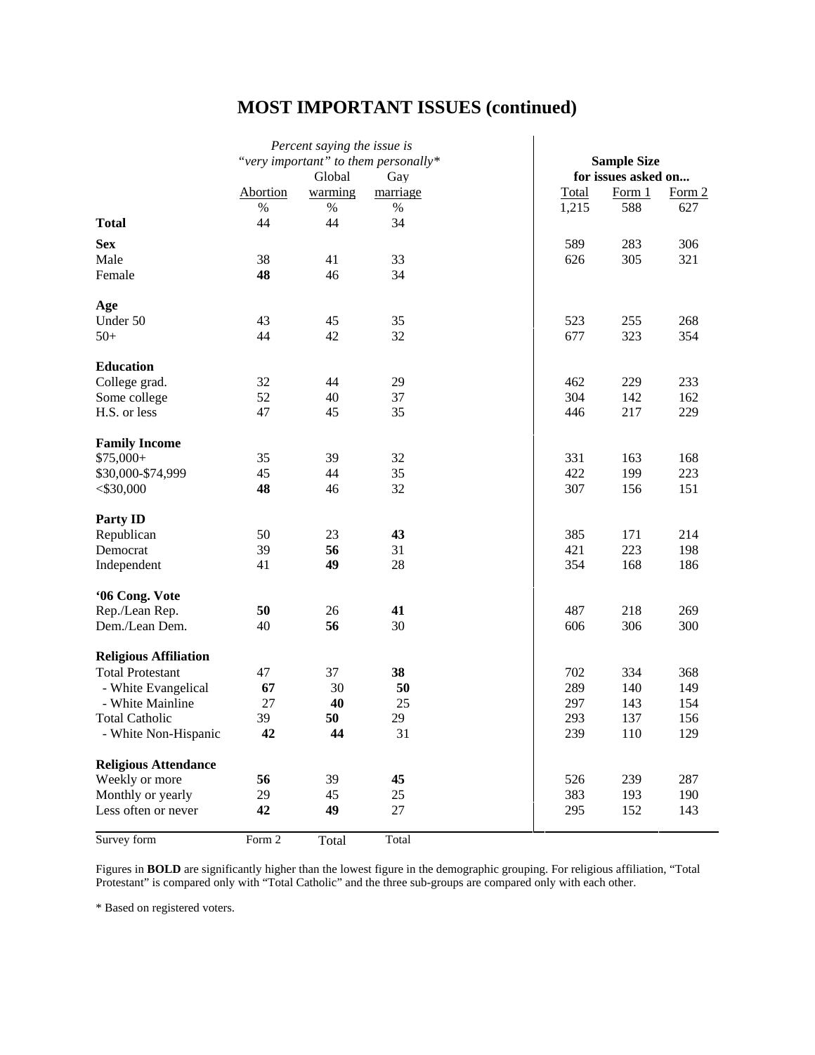# MOST IMPORTANT ISSUES (continued)

| | *Percent saying the issue is "very important" to them personally** | | | Sample Size for issues asked on... | | |
|---|---|---|---|---|---|---|
| | Abortion | Global warming | Gay marriage | Total | Form 1 | Form 2 |
| | % | % | % | 1,215 | 588 | 627 |
| **Total** | 44 | 44 | 34 | | | |
| **Sex** | | | | | | |
| Male | 38 | 41 | 33 | 589 | 283 | 306 |
| Female | **48** | 46 | 34 | 626 | 305 | 321 |
| **Age** | | | | | | |
| Under 50 | 43 | 45 | 35 | 523 | 255 | 268 |
| 50+ | 44 | 42 | 32 | 677 | 323 | 354 |
| **Education** | | | | | | |
| College grad. | 32 | 44 | 29 | 462 | 229 | 233 |
| Some college | 52 | 40 | 37 | 304 | 142 | 162 |
| H.S. or less | 47 | 45 | 35 | 446 | 217 | 229 |
| **Family Income** | | | | | | |
| $75,000+ | 35 | 39 | 32 | 331 | 163 | 168 |
| $30,000-$74,999 | 45 | 44 | 35 | 422 | 199 | 223 |
| <$30,000 | **48** | 46 | 32 | 307 | 156 | 151 |
| **Party ID** | | | | | | |
| Republican | 50 | 23 | **43** | 385 | 171 | 214 |
| Democrat | 39 | **56** | 31 | 421 | 223 | 198 |
| Independent | 41 | **49** | 28 | 354 | 168 | 186 |
| **'06 Cong. Vote** | | | | | | |
| Rep./Lean Rep. | **50** | 26 | **41** | 487 | 218 | 269 |
| Dem./Lean Dem. | 40 | **56** | 30 | 606 | 306 | 300 |
| **Religious Affiliation** | | | | | | |
| Total Protestant | 47 | 37 | **38** | 702 | 334 | 368 |
| - White Evangelical | **67** | 30 | **50** | 289 | 140 | 149 |
| - White Mainline | 27 | **40** | 25 | 297 | 143 | 154 |
| Total Catholic | 39 | **50** | 29 | 293 | 137 | 156 |
| - White Non-Hispanic | **42** | **44** | 31 | 239 | 110 | 129 |
| **Religious Attendance** | | | | | | |
| Weekly or more | **56** | 39 | **45** | 526 | 239 | 287 |
| Monthly or yearly | 29 | 45 | 25 | 383 | 193 | 190 |
| Less often or never | **42** | **49** | 27 | 295 | 152 | 143 |
| Survey form | Form 2 | Total | Total | | | |

Figures in **BOLD** are significantly higher than the lowest figure in the demographic grouping. For religious affiliation, "Total Protestant" is compared only with "Total Catholic" and the three sub-groups are compared only with each other.

* Based on registered voters.